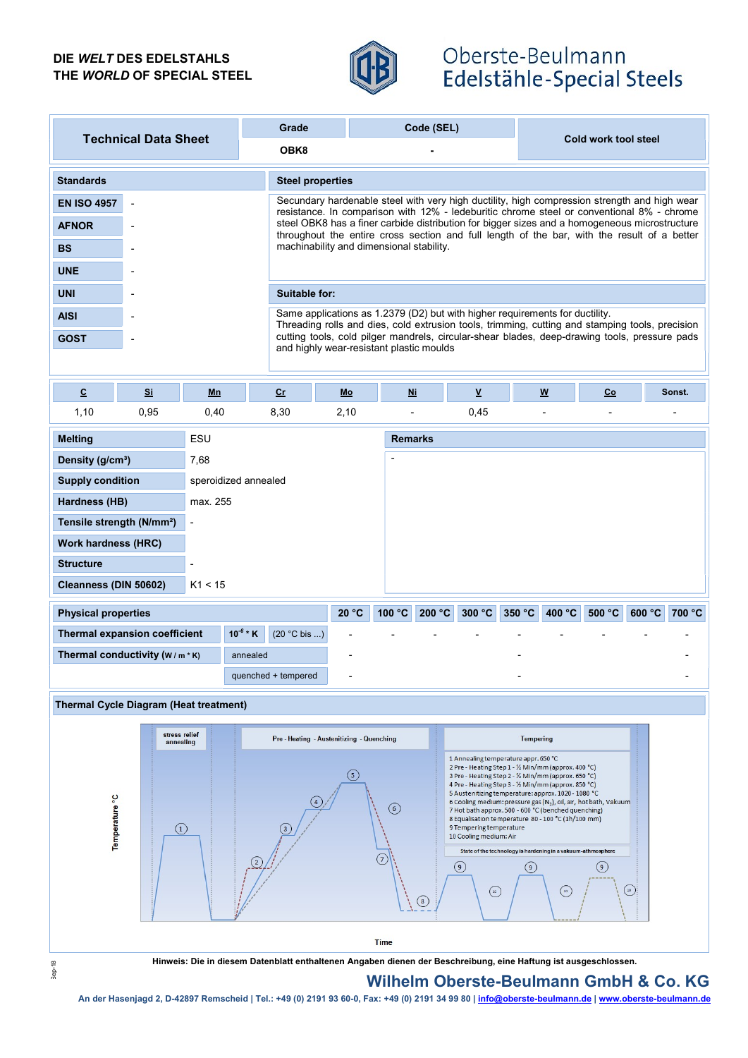DIE *WELT* DES EDELSTAHLS
THE *WORLD* OF SPECIAL STEEL

Oberste-Beulmann
Edelstähle-Special Steels

| Technical Data Sheet | Grade | Code (SEL) | Cold work tool steel |
|---|---|---|---|
| | OBK8 | - | |

## Standards

| Standard | |
|---|---|
| EN ISO 4957 | - |
| AFNOR | - |
| BS | - |
| UNE | - |
| UNI | - |
| AISI | - |
| GOST | - |

## Steel properties

Secundary hardenable steel with very high ductility, high compression strength and high wear resistance. In comparison with 12% - ledeburitic chrome steel or conventional 8% - chrome steel OBK8 has a finer carbide distribution for bigger sizes and a homogeneous microstructure throughout the entire cross section and full length of the bar, with the result of a better machinability and dimensional stability.

## Suitable for:

Same applications as 1.2379 (D2) but with higher requirements for ductility.
Threading rolls and dies, cold extrusion tools, trimming, cutting and stamping tools, precision cutting tools, cold pilger mandrels, circular-shear blades, deep-drawing tools, pressure pads and highly wear-resistant plastic moulds

| C | Si | Mn | Cr | Mo | Ni | V | W | Co | Sonst. |
|---|---|---|---|---|---|---|---|---|---|
| 1,10 | 0,95 | 0,40 | 8,30 | 2,10 | - | 0,45 | - | - | - |

| Property | Value |
|---|---|
| Melting | ESU |
| Density (g/cm³) | 7,68 |
| Supply condition | speroidized annealed |
| Hardness (HB) | max. 255 |
| Tensile strength (N/mm²) | - |
| Work hardness (HRC) | |
| Structure | - |
| Cleanness (DIN 50602) | K1 < 15 |

**Remarks**

-

| Physical properties | | | 20 °C | 100 °C | 200 °C | 300 °C | 350 °C | 400 °C | 500 °C | 600 °C | 700 °C |
|---|---|---|---|---|---|---|---|---|---|---|---|
| Thermal expansion coefficient | $10^{-6}$ * K | (20 °C bis ...) | - | - | - | - | - | - | - | - | - |
| Thermal conductivity (W / m * K) | annealed | | - | | | | - | | | | - |
| | quenched + tempered | | - | | | | - | | | | - |

## Thermal Cycle Diagram (Heat treatment)

Temperature °C

stress relief annealing | Pre - Heating - Austenitizing - Quenching | Tempering

1 Annealing temperature appr. 650 °C
2 Pre - Heating Step 1 - ½ Min/mm (approx. 400 °C)
3 Pre - Heating Step 2 - ½ Min/mm (approx. 650 °C)
4 Pre - Heating Step 3 - ½ Min/mm (approx. 850 °C)
5 Austenitizing temperature: approx. 1020 - 1080 °C
6 Cooling medium: pressure gas ($N_2$), oil, air, hot bath, Vakuum
7 Hot bath approx. 500 - 600 °C (benched quenching)
8 Equalisation temperature 80 - 100 °C (1h/100 mm)
9 Tempering temperature
10 Cooling medium: Air

State of the technology is hardening in a vakuum-athmosphere

Time

**Hinweis: Die in diesem Datenblatt enthaltenen Angaben dienen der Beschreibung, eine Haftung ist ausgeschlossen.**

**Wilhelm Oberste-Beulmann GmbH & Co. KG**

An der Hasenjagd 2, D-42897 Remscheid | Tel.: +49 (0) 2191 93 60-0, Fax: +49 (0) 2191 34 99 80 | info@oberste-beulmann.de | www.oberste-beulmann.de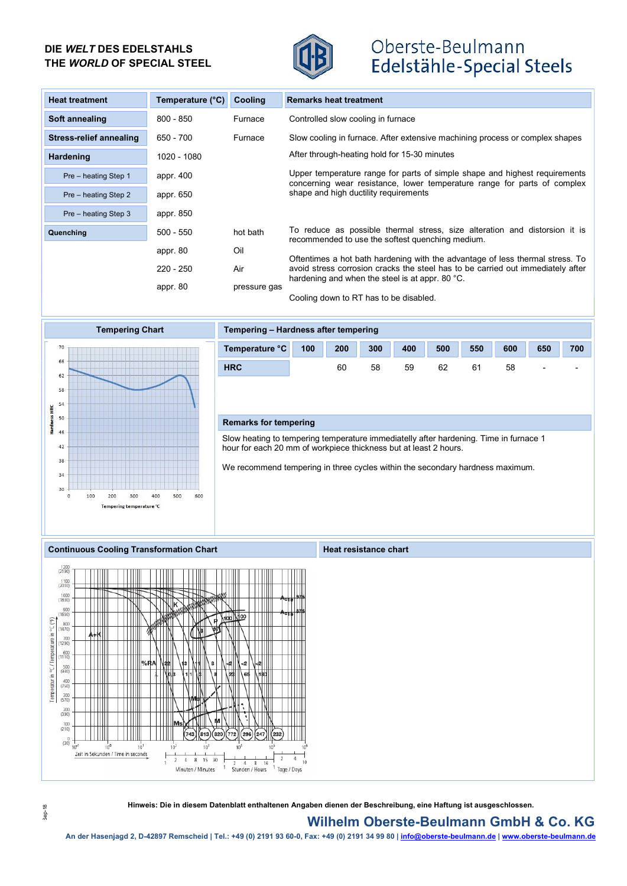DIE *WELT* DES EDELSTAHLS
THE *WORLD* OF SPECIAL STEEL

Oberste-Beulmann
Edelstähle-Special Steels

| Heat treatment | Temperature (°C) | Cooling | Remarks heat treatment |
|---|---|---|---|
| **Soft annealing** | 800 - 850 | Furnace | Controlled slow cooling in furnace |
| **Stress-relief annealing** | 650 - 700 | Furnace | Slow cooling in furnace. After extensive machining process or complex shapes |
| **Hardening** | 1020 - 1080 | | After through-heating hold for 15-30 minutes |
| Pre – heating Step 1 | appr. 400 | | Upper temperature range for parts of simple shape and highest requirements concerning wear resistance, lower temperature range for parts of complex shape and high ductility requirements |
| Pre – heating Step 2 | appr. 650 | | |
| Pre – heating Step 3 | appr. 850 | | |
| **Quenching** | 500 - 550 | hot bath | To reduce as possible thermal stress, size alteration and distorsion it is recommended to use the softest quenching medium. |
| | appr. 80 | Oil | Oftentimes a hot bath hardening with the advantage of less thermal stress. To avoid stress corrosion cracks the steel has to be carried out immediately after hardening and when the steel is at appr. 80 °C. |
| | 220 - 250 | Air | |
| | appr. 80 | pressure gas | Cooling down to RT has to be disabled. |

## Tempering Chart

Hardness HRC
70
66
62
58
54
50
46
42
38
34
30
0 100 200 300 400 500 600
Tempering temperature °C

## Tempering – Hardness after tempering

| Temperature °C | 100 | 200 | 300 | 400 | 500 | 550 | 600 | 650 | 700 |
|---|---|---|---|---|---|---|---|---|---|
| HRC | | 60 | 58 | 59 | 62 | 61 | 58 | - | - |

## Remarks for tempering

Slow heating to tempering temperature immediatelly after hardening. Time in furnace 1 hour for each 20 mm of workpiece thickness but at least 2 hours.

We recommend tempering in three cycles within the secondary hardness maximum.

## Continuous Cooling Transformation Chart

Temperatur in °C / Temperature in °C (°F)
1200 (2190)
1100 (2010)
1000 (1830)
900 (1650)
800 (1470)
700 (1290)
600 (1110)
500 (930)
400 (750)
300 (570)
200 (390)
100 (210)
0 (30)

$Ac_{1e}$ 875
$Ac_{1b}$ 875
K
P
A+K
%RA
Ms
M
22 13 11 8 <2 <2
0,3 1 1 3 8 23 65 183
100 100
743 813 820 772 296 247 232

$10^{-1}$ $10^{0}$ $10^{1}$ $10^{2}$ $10^{3}$ $10^{4}$ $10^{5}$ $10^{6}$
Zeit in Sekunden / Time in seconds
1 2 4 8 15 30 Minuten / Minutes
1 2 4 8 16 Stunden / Hours
1 2 4 10 Tage / Days

## Heat resistance chart

**Hinweis: Die in diesem Datenblatt enthaltenen Angaben dienen der Beschreibung, eine Haftung ist ausgeschlossen.**

**Wilhelm Oberste-Beulmann GmbH & Co. KG**

An der Hasenjagd 2, D-42897 Remscheid | Tel.: +49 (0) 2191 93 60-0, Fax: +49 (0) 2191 34 99 80 | info@oberste-beulmann.de | www.oberste-beulmann.de